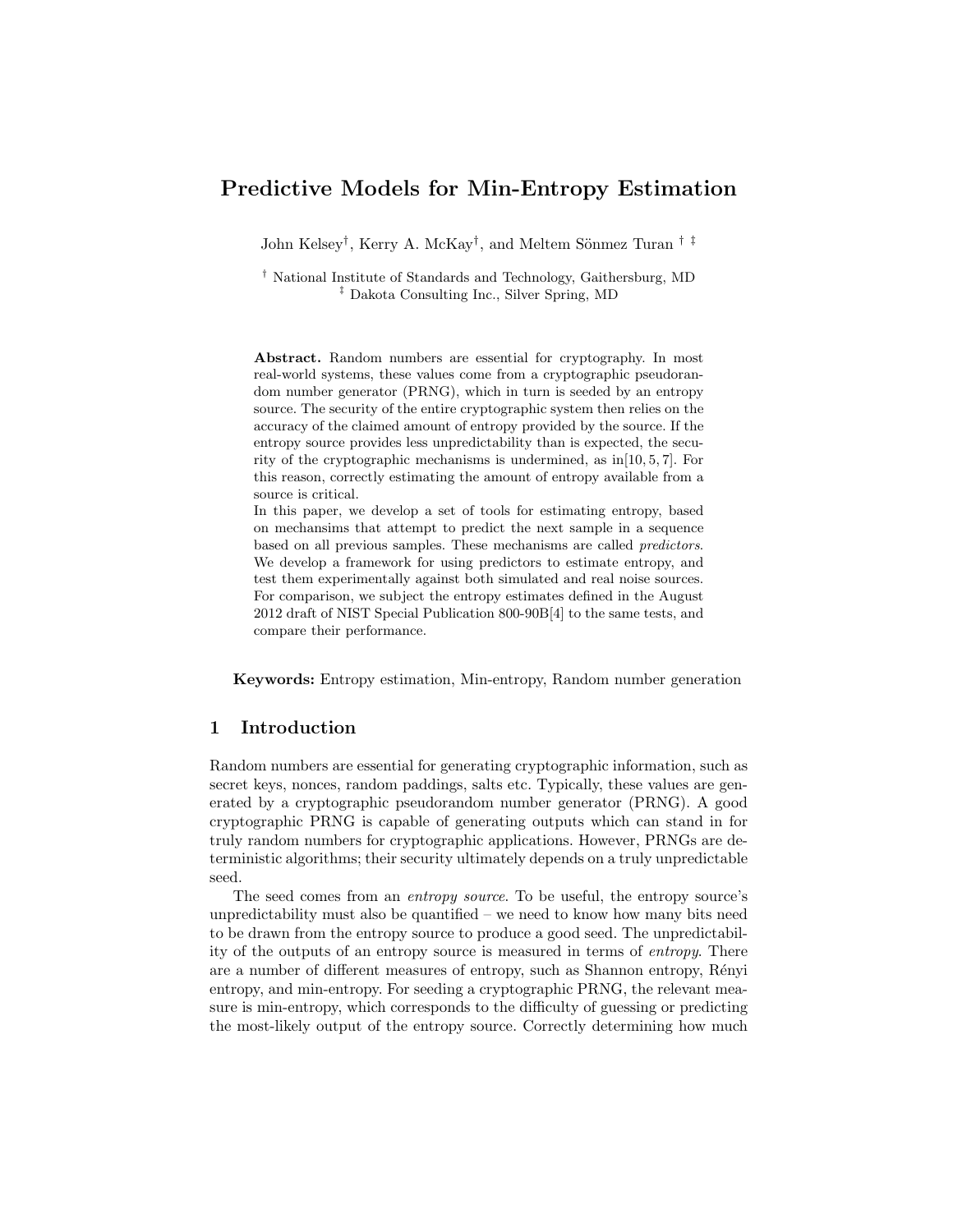# Predictive Models for Min-Entropy Estimation

John Kelsey[†], Kerry A. McKay[†], and Meltem Sönmez Turan [†] [‡]

[†] National Institute of Standards and Technology, Gaithersburg, MD
[‡] Dakota Consulting Inc., Silver Spring, MD

**Abstract.** Random numbers are essential for cryptography. In most real-world systems, these values come from a cryptographic pseudorandom number generator (PRNG), which in turn is seeded by an entropy source. The security of the entire cryptographic system then relies on the accuracy of the claimed amount of entropy provided by the source. If the entropy source provides less unpredictability than is expected, the security of the cryptographic mechanisms is undermined, as in[10, 5, 7]. For this reason, correctly estimating the amount of entropy available from a source is critical.
In this paper, we develop a set of tools for estimating entropy, based on mechansims that attempt to predict the next sample in a sequence based on all previous samples. These mechanisms are called *predictors*. We develop a framework for using predictors to estimate entropy, and test them experimentally against both simulated and real noise sources. For comparison, we subject the entropy estimates defined in the August 2012 draft of NIST Special Publication 800-90B[4] to the same tests, and compare their performance.

**Keywords:** Entropy estimation, Min-entropy, Random number generation

## 1 Introduction

Random numbers are essential for generating cryptographic information, such as secret keys, nonces, random paddings, salts etc. Typically, these values are generated by a cryptographic pseudorandom number generator (PRNG). A good cryptographic PRNG is capable of generating outputs which can stand in for truly random numbers for cryptographic applications. However, PRNGs are deterministic algorithms; their security ultimately depends on a truly unpredictable seed.

The seed comes from an *entropy source*. To be useful, the entropy source's unpredictability must also be quantified – we need to know how many bits need to be drawn from the entropy source to produce a good seed. The unpredictability of the outputs of an entropy source is measured in terms of *entropy*. There are a number of different measures of entropy, such as Shannon entropy, Rényi entropy, and min-entropy. For seeding a cryptographic PRNG, the relevant measure is min-entropy, which corresponds to the difficulty of guessing or predicting the most-likely output of the entropy source. Correctly determining how much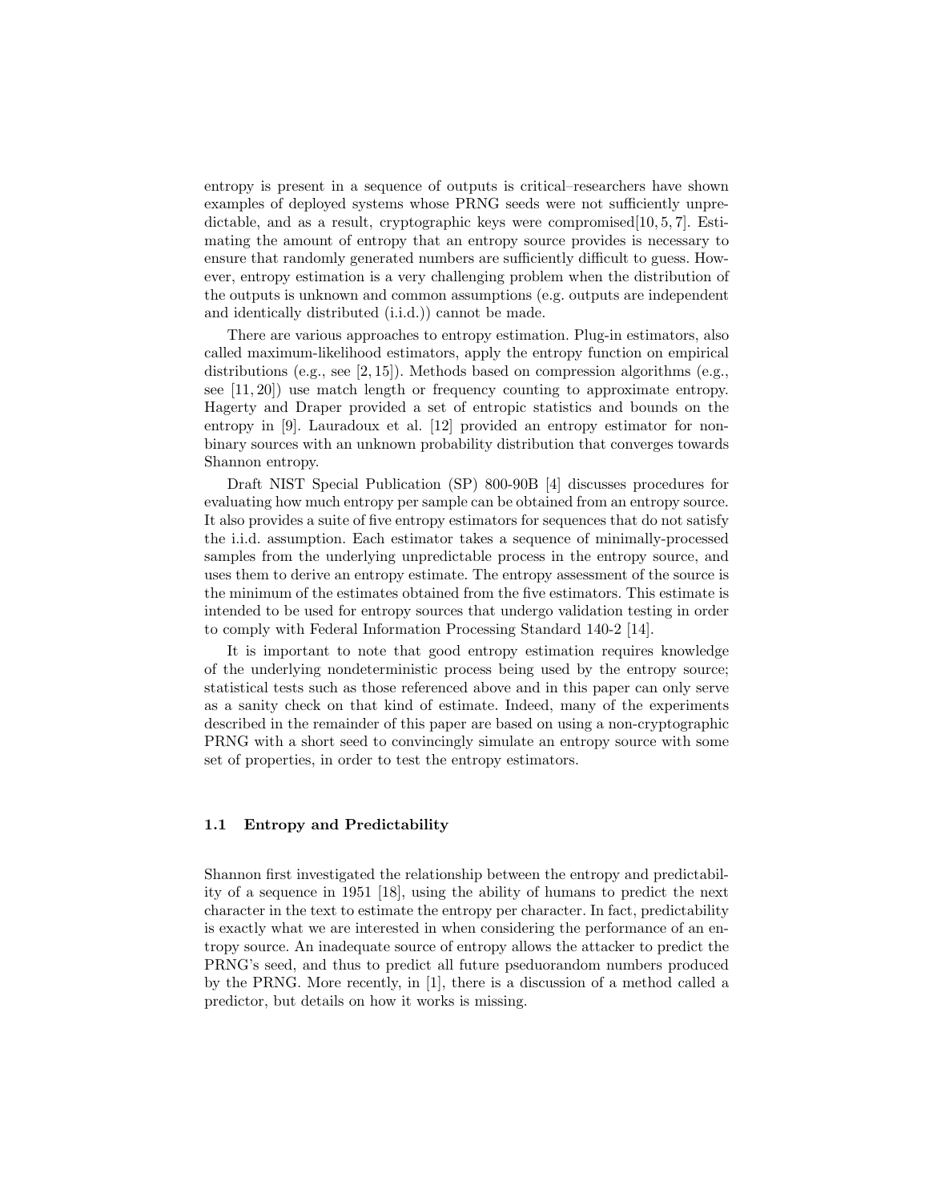entropy is present in a sequence of outputs is critical–researchers have shown examples of deployed systems whose PRNG seeds were not sufficiently unpredictable, and as a result, cryptographic keys were compromised[10, 5, 7]. Estimating the amount of entropy that an entropy source provides is necessary to ensure that randomly generated numbers are sufficiently difficult to guess. However, entropy estimation is a very challenging problem when the distribution of the outputs is unknown and common assumptions (e.g. outputs are independent and identically distributed (i.i.d.)) cannot be made.

There are various approaches to entropy estimation. Plug-in estimators, also called maximum-likelihood estimators, apply the entropy function on empirical distributions (e.g., see [2, 15]). Methods based on compression algorithms (e.g., see [11, 20]) use match length or frequency counting to approximate entropy. Hagerty and Draper provided a set of entropic statistics and bounds on the entropy in [9]. Lauradoux et al. [12] provided an entropy estimator for non-binary sources with an unknown probability distribution that converges towards Shannon entropy.

Draft NIST Special Publication (SP) 800-90B [4] discusses procedures for evaluating how much entropy per sample can be obtained from an entropy source. It also provides a suite of five entropy estimators for sequences that do not satisfy the i.i.d. assumption. Each estimator takes a sequence of minimally-processed samples from the underlying unpredictable process in the entropy source, and uses them to derive an entropy estimate. The entropy assessment of the source is the minimum of the estimates obtained from the five estimators. This estimate is intended to be used for entropy sources that undergo validation testing in order to comply with Federal Information Processing Standard 140-2 [14].

It is important to note that good entropy estimation requires knowledge of the underlying nondeterministic process being used by the entropy source; statistical tests such as those referenced above and in this paper can only serve as a sanity check on that kind of estimate. Indeed, many of the experiments described in the remainder of this paper are based on using a non-cryptographic PRNG with a short seed to convincingly simulate an entropy source with some set of properties, in order to test the entropy estimators.

### 1.1 Entropy and Predictability

Shannon first investigated the relationship between the entropy and predictability of a sequence in 1951 [18], using the ability of humans to predict the next character in the text to estimate the entropy per character. In fact, predictability is exactly what we are interested in when considering the performance of an entropy source. An inadequate source of entropy allows the attacker to predict the PRNG's seed, and thus to predict all future pseduorandom numbers produced by the PRNG. More recently, in [1], there is a discussion of a method called a predictor, but details on how it works is missing.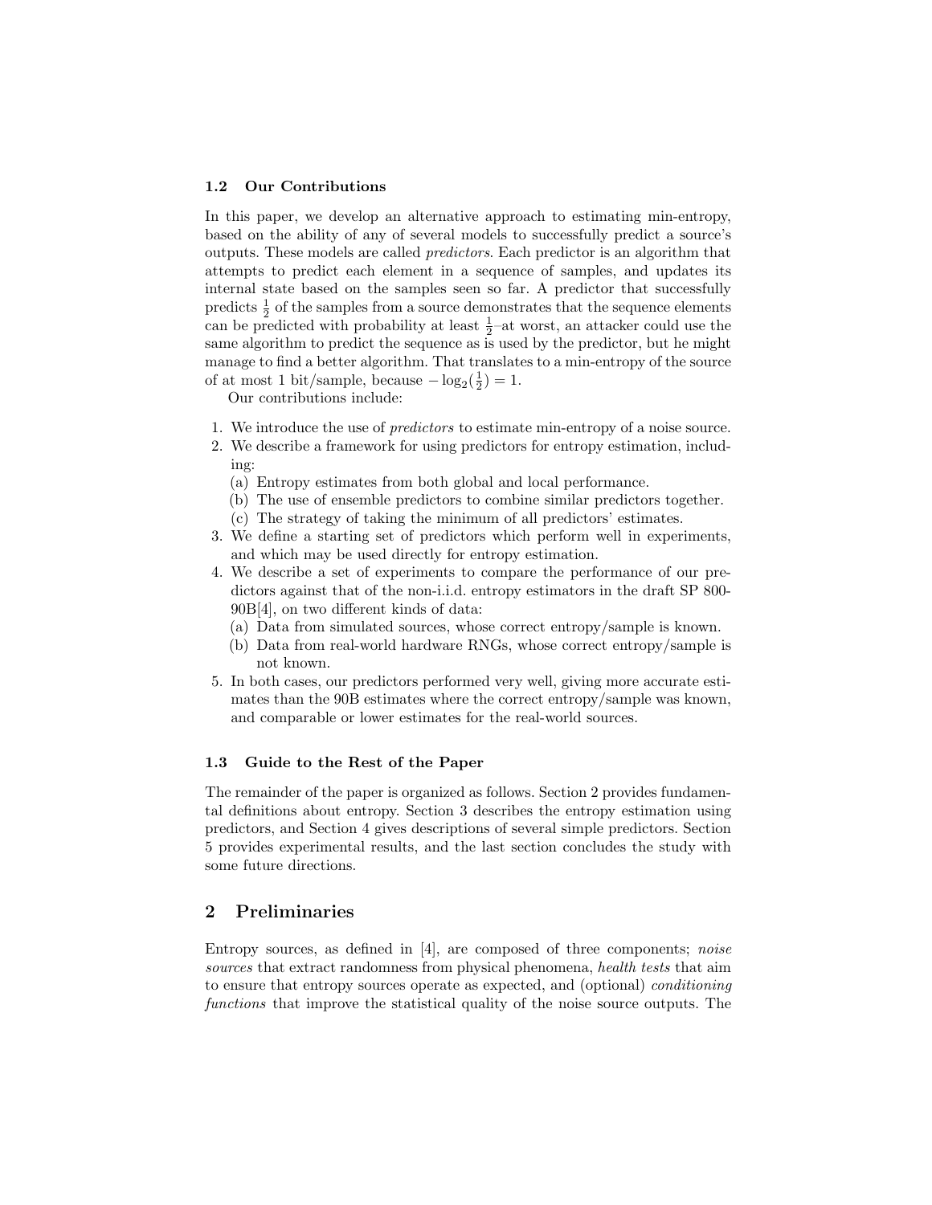### 1.2 Our Contributions

In this paper, we develop an alternative approach to estimating min-entropy, based on the ability of any of several models to successfully predict a source's outputs. These models are called *predictors*. Each predictor is an algorithm that attempts to predict each element in a sequence of samples, and updates its internal state based on the samples seen so far. A predictor that successfully predicts $\frac{1}{2}$ of the samples from a source demonstrates that the sequence elements can be predicted with probability at least $\frac{1}{2}$–at worst, an attacker could use the same algorithm to predict the sequence as is used by the predictor, but he might manage to find a better algorithm. That translates to a min-entropy of the source of at most 1 bit/sample, because $-\log_2(\frac{1}{2}) = 1$.

Our contributions include:

1. We introduce the use of *predictors* to estimate min-entropy of a noise source.
2. We describe a framework for using predictors for entropy estimation, including:
   (a) Entropy estimates from both global and local performance.
   (b) The use of ensemble predictors to combine similar predictors together.
   (c) The strategy of taking the minimum of all predictors' estimates.
3. We define a starting set of predictors which perform well in experiments, and which may be used directly for entropy estimation.
4. We describe a set of experiments to compare the performance of our predictors against that of the non-i.i.d. entropy estimators in the draft SP 800-90B[4], on two different kinds of data:
   (a) Data from simulated sources, whose correct entropy/sample is known.
   (b) Data from real-world hardware RNGs, whose correct entropy/sample is not known.
5. In both cases, our predictors performed very well, giving more accurate estimates than the 90B estimates where the correct entropy/sample was known, and comparable or lower estimates for the real-world sources.

### 1.3 Guide to the Rest of the Paper

The remainder of the paper is organized as follows. Section 2 provides fundamental definitions about entropy. Section 3 describes the entropy estimation using predictors, and Section 4 gives descriptions of several simple predictors. Section 5 provides experimental results, and the last section concludes the study with some future directions.

## 2 Preliminaries

Entropy sources, as defined in [4], are composed of three components; *noise sources* that extract randomness from physical phenomena, *health tests* that aim to ensure that entropy sources operate as expected, and (optional) *conditioning functions* that improve the statistical quality of the noise source outputs. The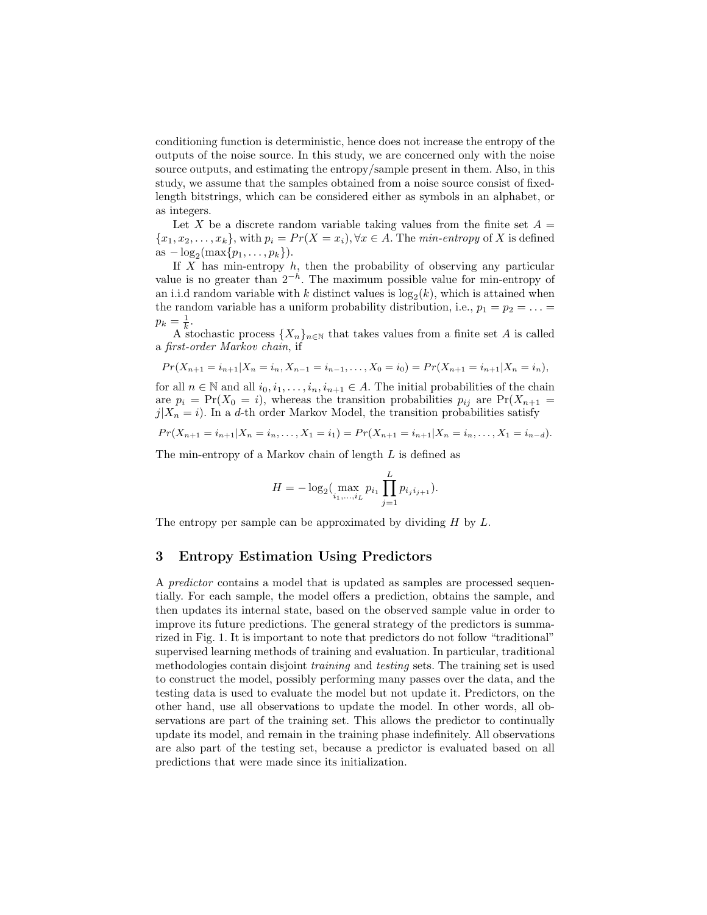conditioning function is deterministic, hence does not increase the entropy of the outputs of the noise source. In this study, we are concerned only with the noise source outputs, and estimating the entropy/sample present in them. Also, in this study, we assume that the samples obtained from a noise source consist of fixed-length bitstrings, which can be considered either as symbols in an alphabet, or as integers.

Let $X$ be a discrete random variable taking values from the finite set $A = \{x_1, x_2, \ldots, x_k\}$, with $p_i = Pr(X = x_i), \forall x \in A$. The *min-entropy* of $X$ is defined as $-\log_2(\max\{p_1, \ldots, p_k\})$.

If $X$ has min-entropy $h$, then the probability of observing any particular value is no greater than $2^{-h}$. The maximum possible value for min-entropy of an i.i.d random variable with $k$ distinct values is $\log_2(k)$, which is attained when the random variable has a uniform probability distribution, i.e., $p_1 = p_2 = \ldots = p_k = \frac{1}{k}$.

A stochastic process $\{X_n\}_{n \in \mathbb{N}}$ that takes values from a finite set $A$ is called a *first-order Markov chain*, if

$$Pr(X_{n+1} = i_{n+1} | X_n = i_n, X_{n-1} = i_{n-1}, \ldots, X_0 = i_0) = Pr(X_{n+1} = i_{n+1} | X_n = i_n),$$

for all $n \in \mathbb{N}$ and all $i_0, i_1, \ldots, i_n, i_{n+1} \in A$. The initial probabilities of the chain are $p_i = \Pr(X_0 = i)$, whereas the transition probabilities $p_{ij}$ are $\Pr(X_{n+1} = j | X_n = i)$. In a $d$-th order Markov Model, the transition probabilities satisfy

$$Pr(X_{n+1} = i_{n+1} | X_n = i_n, \ldots, X_1 = i_1) = Pr(X_{n+1} = i_{n+1} | X_n = i_n, \ldots, X_1 = i_{n-d}).$$

The min-entropy of a Markov chain of length $L$ is defined as

$$H = -\log_2(\max_{i_1, \ldots, i_L} p_{i_1} \prod_{j=1}^{L} p_{i_j i_{j+1}}).$$

The entropy per sample can be approximated by dividing $H$ by $L$.

## 3 Entropy Estimation Using Predictors

A *predictor* contains a model that is updated as samples are processed sequentially. For each sample, the model offers a prediction, obtains the sample, and then updates its internal state, based on the observed sample value in order to improve its future predictions. The general strategy of the predictors is summarized in Fig. 1. It is important to note that predictors do not follow "traditional" supervised learning methods of training and evaluation. In particular, traditional methodologies contain disjoint *training* and *testing* sets. The training set is used to construct the model, possibly performing many passes over the data, and the testing data is used to evaluate the model but not update it. Predictors, on the other hand, use all observations to update the model. In other words, all observations are part of the training set. This allows the predictor to continually update its model, and remain in the training phase indefinitely. All observations are also part of the testing set, because a predictor is evaluated based on all predictions that were made since its initialization.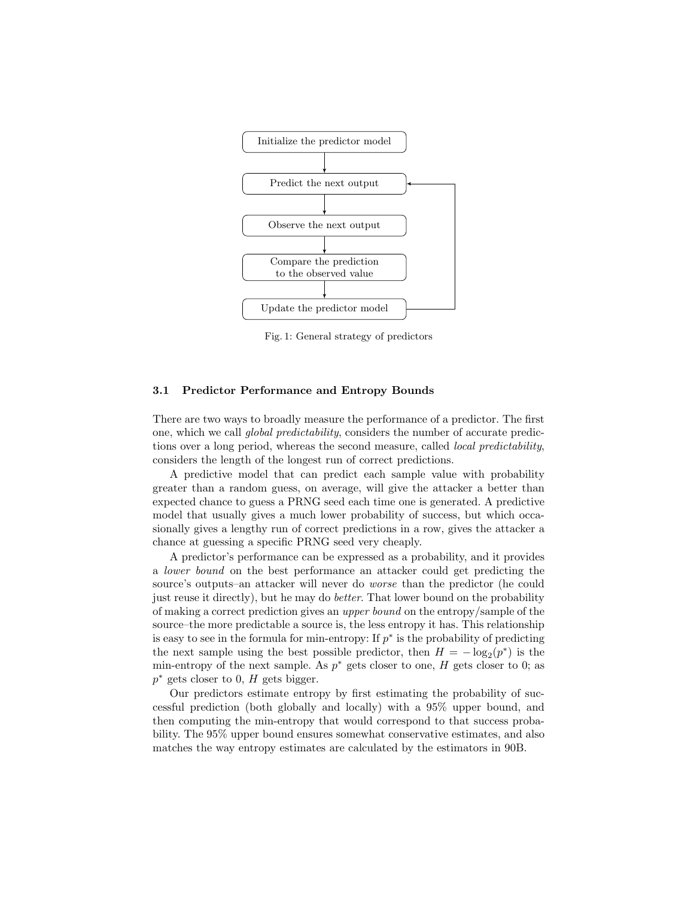Initialize the predictor model → Predict the next output → Observe the next output → Compare the prediction to the observed value → Update the predictor model → (back to Predict the next output)

Fig. 1: General strategy of predictors

### 3.1 Predictor Performance and Entropy Bounds

There are two ways to broadly measure the performance of a predictor. The first one, which we call *global predictability*, considers the number of accurate predictions over a long period, whereas the second measure, called *local predictability*, considers the length of the longest run of correct predictions.

A predictive model that can predict each sample value with probability greater than a random guess, on average, will give the attacker a better than expected chance to guess a PRNG seed each time one is generated. A predictive model that usually gives a much lower probability of success, but which occasionally gives a lengthy run of correct predictions in a row, gives the attacker a chance at guessing a specific PRNG seed very cheaply.

A predictor's performance can be expressed as a probability, and it provides a *lower bound* on the best performance an attacker could get predicting the source's outputs–an attacker will never do *worse* than the predictor (he could just reuse it directly), but he may do *better*. That lower bound on the probability of making a correct prediction gives an *upper bound* on the entropy/sample of the source–the more predictable a source is, the less entropy it has. This relationship is easy to see in the formula for min-entropy: If $p^*$ is the probability of predicting the next sample using the best possible predictor, then $H = -\log_2(p^*)$ is the min-entropy of the next sample. As $p^*$ gets closer to one, $H$ gets closer to 0; as $p^*$ gets closer to 0, $H$ gets bigger.

Our predictors estimate entropy by first estimating the probability of successful prediction (both globally and locally) with a 95% upper bound, and then computing the min-entropy that would correspond to that success probability. The 95% upper bound ensures somewhat conservative estimates, and also matches the way entropy estimates are calculated by the estimators in 90B.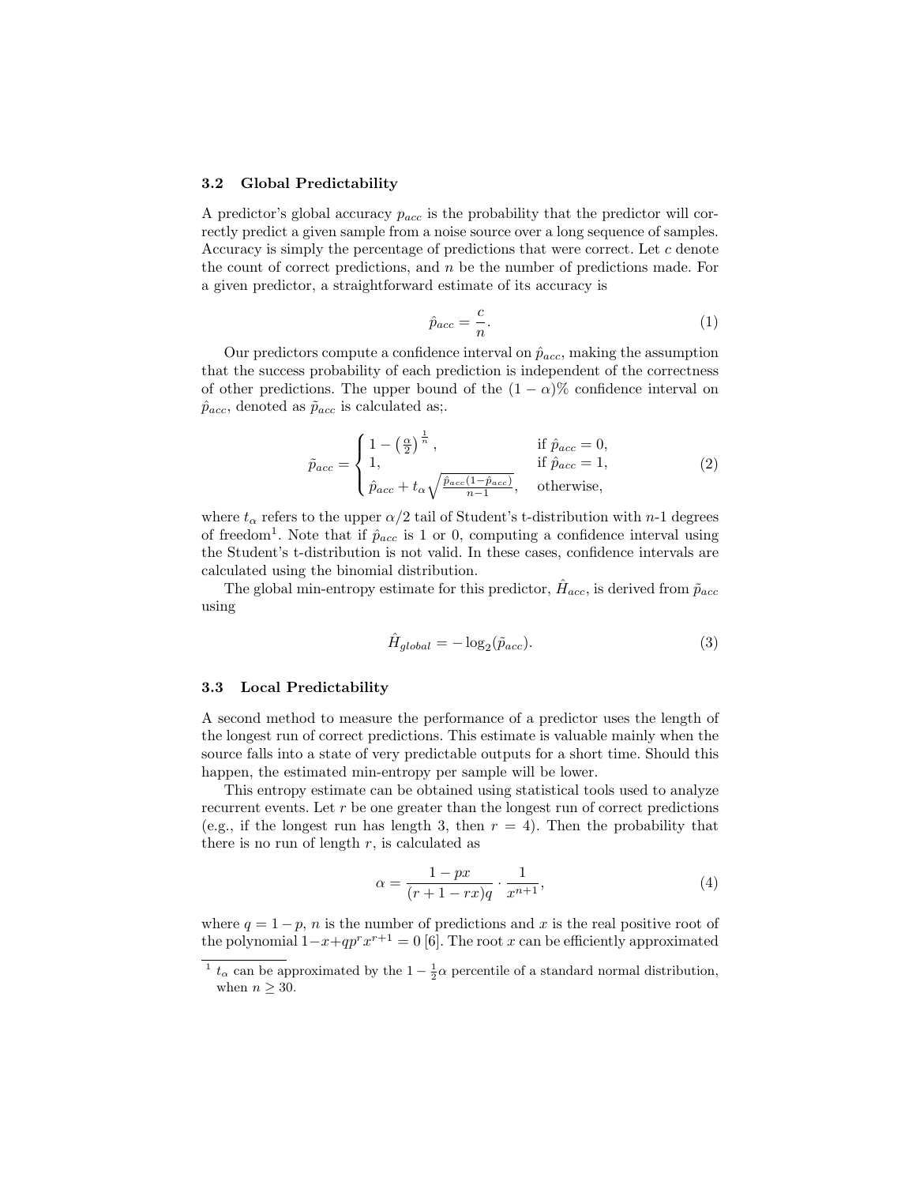### 3.2 Global Predictability

A predictor's global accuracy $p_{acc}$ is the probability that the predictor will correctly predict a given sample from a noise source over a long sequence of samples. Accuracy is simply the percentage of predictions that were correct. Let $c$ denote the count of correct predictions, and $n$ be the number of predictions made. For a given predictor, a straightforward estimate of its accuracy is

$$\hat{p}_{acc} = \frac{c}{n}. \tag{1}$$

Our predictors compute a confidence interval on $\hat{p}_{acc}$, making the assumption that the success probability of each prediction is independent of the correctness of other predictions. The upper bound of the $(1-\alpha)\%$ confidence interval on $\hat{p}_{acc}$, denoted as $\tilde{p}_{acc}$ is calculated as;.

$$\tilde{p}_{acc} = \begin{cases} 1 - \left(\frac{\alpha}{2}\right)^{\frac{1}{n}}, & \text{if } \hat{p}_{acc} = 0, \\ 1, & \text{if } \hat{p}_{acc} = 1, \\ \hat{p}_{acc} + t_{\alpha}\sqrt{\frac{\hat{p}_{acc}(1-\hat{p}_{acc})}{n-1}}, & \text{otherwise,} \end{cases} \tag{2}$$

where $t_{\alpha}$ refers to the upper $\alpha/2$ tail of Student's t-distribution with $n$-1 degrees of freedom[1]. Note that if $\hat{p}_{acc}$ is 1 or 0, computing a confidence interval using the Student's t-distribution is not valid. In these cases, confidence intervals are calculated using the binomial distribution.

The global min-entropy estimate for this predictor, $\hat{H}_{acc}$, is derived from $\tilde{p}_{acc}$ using

$$\hat{H}_{global} = -\log_2(\tilde{p}_{acc}). \tag{3}$$

### 3.3 Local Predictability

A second method to measure the performance of a predictor uses the length of the longest run of correct predictions. This estimate is valuable mainly when the source falls into a state of very predictable outputs for a short time. Should this happen, the estimated min-entropy per sample will be lower.

This entropy estimate can be obtained using statistical tools used to analyze recurrent events. Let $r$ be one greater than the longest run of correct predictions (e.g., if the longest run has length 3, then $r = 4$). Then the probability that there is no run of length $r$, is calculated as

$$\alpha = \frac{1 - px}{(r + 1 - rx)q} \cdot \frac{1}{x^{n+1}}, \tag{4}$$

where $q = 1 - p$, $n$ is the number of predictions and $x$ is the real positive root of the polynomial $1 - x + qp^r x^{r+1} = 0$ [6]. The root $x$ can be efficiently approximated

[1] $t_{\alpha}$ can be approximated by the $1 - \frac{1}{2}\alpha$ percentile of a standard normal distribution, when $n \geq 30$.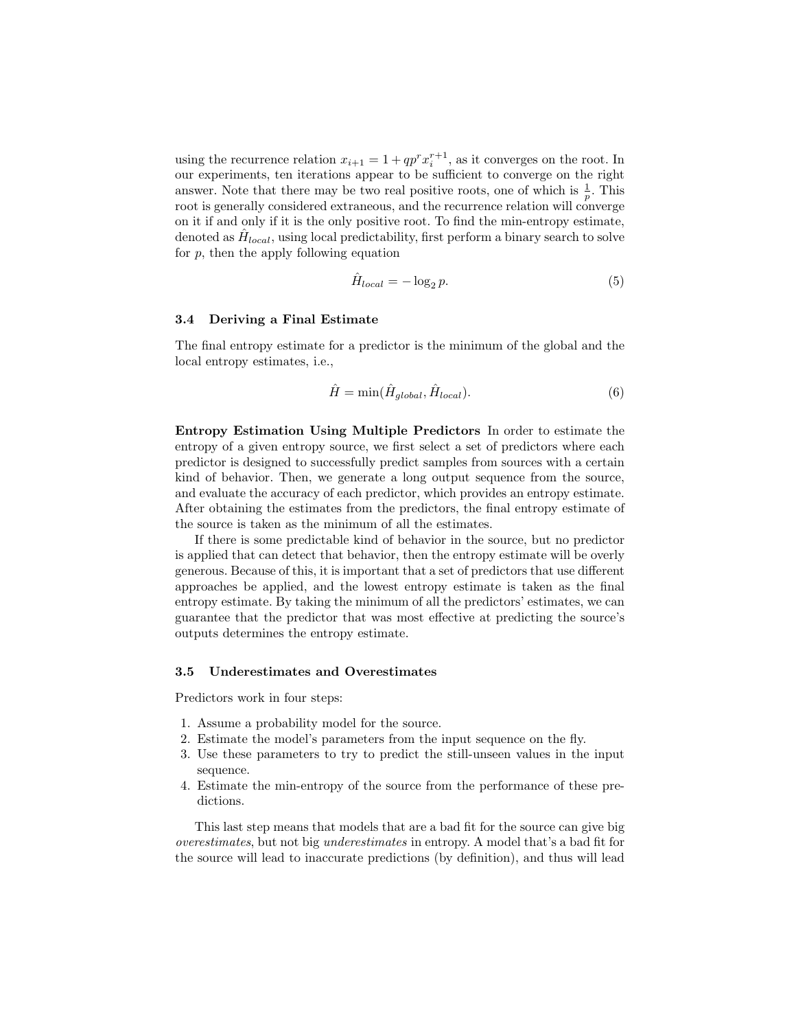using the recurrence relation $x_{i+1} = 1 + qp^r x_i^{r+1}$, as it converges on the root. In our experiments, ten iterations appear to be sufficient to converge on the right answer. Note that there may be two real positive roots, one of which is $\frac{1}{p}$. This root is generally considered extraneous, and the recurrence relation will converge on it if and only if it is the only positive root. To find the min-entropy estimate, denoted as $\hat{H}_{local}$, using local predictability, first perform a binary search to solve for $p$, then the apply following equation

$$\hat{H}_{local} = -\log_2 p. \tag{5}$$

### 3.4 Deriving a Final Estimate

The final entropy estimate for a predictor is the minimum of the global and the local entropy estimates, i.e.,

$$\hat{H} = \min(\hat{H}_{global}, \hat{H}_{local}). \tag{6}$$

**Entropy Estimation Using Multiple Predictors** In order to estimate the entropy of a given entropy source, we first select a set of predictors where each predictor is designed to successfully predict samples from sources with a certain kind of behavior. Then, we generate a long output sequence from the source, and evaluate the accuracy of each predictor, which provides an entropy estimate. After obtaining the estimates from the predictors, the final entropy estimate of the source is taken as the minimum of all the estimates.

If there is some predictable kind of behavior in the source, but no predictor is applied that can detect that behavior, then the entropy estimate will be overly generous. Because of this, it is important that a set of predictors that use different approaches be applied, and the lowest entropy estimate is taken as the final entropy estimate. By taking the minimum of all the predictors' estimates, we can guarantee that the predictor that was most effective at predicting the source's outputs determines the entropy estimate.

### 3.5 Underestimates and Overestimates

Predictors work in four steps:

1. Assume a probability model for the source.
2. Estimate the model's parameters from the input sequence on the fly.
3. Use these parameters to try to predict the still-unseen values in the input sequence.
4. Estimate the min-entropy of the source from the performance of these predictions.

This last step means that models that are a bad fit for the source can give big *overestimates*, but not big *underestimates* in entropy. A model that's a bad fit for the source will lead to inaccurate predictions (by definition), and thus will lead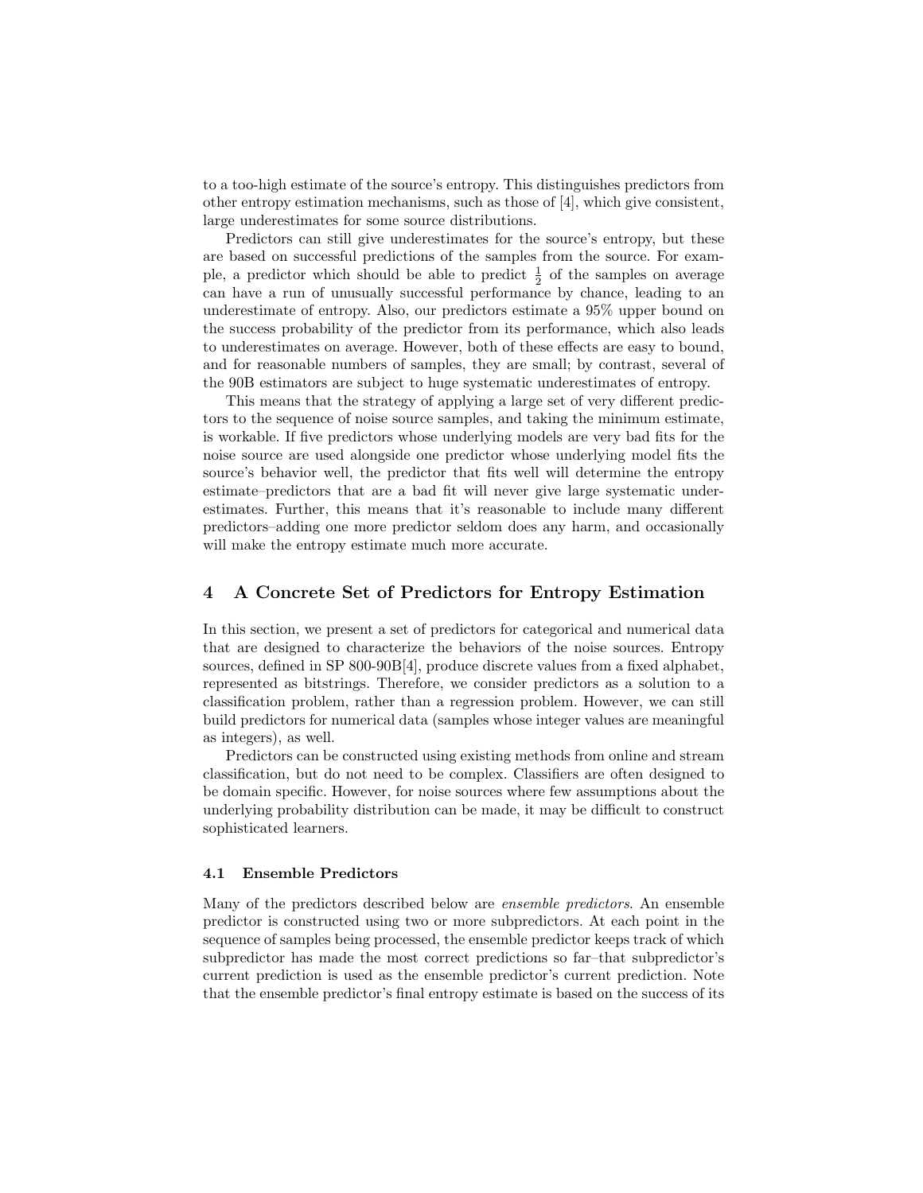to a too-high estimate of the source's entropy. This distinguishes predictors from other entropy estimation mechanisms, such as those of [4], which give consistent, large underestimates for some source distributions.

Predictors can still give underestimates for the source's entropy, but these are based on successful predictions of the samples from the source. For example, a predictor which should be able to predict $\frac{1}{2}$ of the samples on average can have a run of unusually successful performance by chance, leading to an underestimate of entropy. Also, our predictors estimate a 95% upper bound on the success probability of the predictor from its performance, which also leads to underestimates on average. However, both of these effects are easy to bound, and for reasonable numbers of samples, they are small; by contrast, several of the 90B estimators are subject to huge systematic underestimates of entropy.

This means that the strategy of applying a large set of very different predictors to the sequence of noise source samples, and taking the minimum estimate, is workable. If five predictors whose underlying models are very bad fits for the noise source are used alongside one predictor whose underlying model fits the source's behavior well, the predictor that fits well will determine the entropy estimate–predictors that are a bad fit will never give large systematic underestimates. Further, this means that it's reasonable to include many different predictors–adding one more predictor seldom does any harm, and occasionally will make the entropy estimate much more accurate.

## 4 A Concrete Set of Predictors for Entropy Estimation

In this section, we present a set of predictors for categorical and numerical data that are designed to characterize the behaviors of the noise sources. Entropy sources, defined in SP 800-90B[4], produce discrete values from a fixed alphabet, represented as bitstrings. Therefore, we consider predictors as a solution to a classification problem, rather than a regression problem. However, we can still build predictors for numerical data (samples whose integer values are meaningful as integers), as well.

Predictors can be constructed using existing methods from online and stream classification, but do not need to be complex. Classifiers are often designed to be domain specific. However, for noise sources where few assumptions about the underlying probability distribution can be made, it may be difficult to construct sophisticated learners.

### 4.1 Ensemble Predictors

Many of the predictors described below are *ensemble predictors*. An ensemble predictor is constructed using two or more subpredictors. At each point in the sequence of samples being processed, the ensemble predictor keeps track of which subpredictor has made the most correct predictions so far–that subpredictor's current prediction is used as the ensemble predictor's current prediction. Note that the ensemble predictor's final entropy estimate is based on the success of its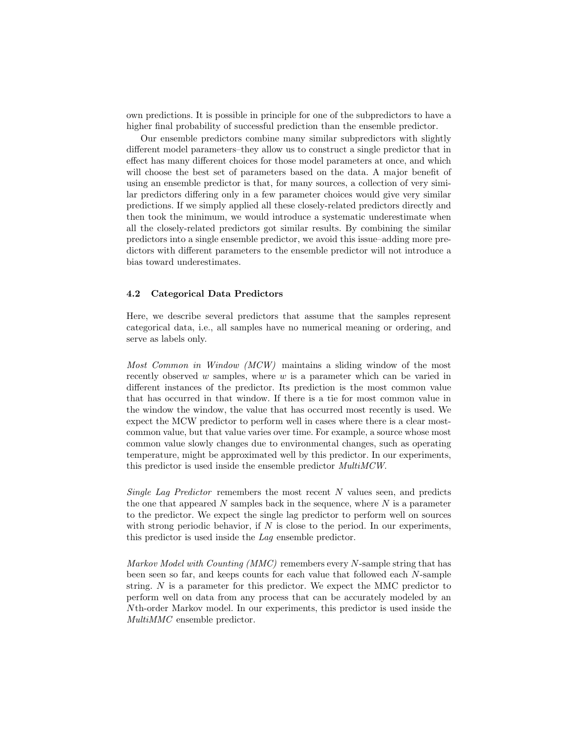own predictions. It is possible in principle for one of the subpredictors to have a higher final probability of successful prediction than the ensemble predictor.

Our ensemble predictors combine many similar subpredictors with slightly different model parameters–they allow us to construct a single predictor that in effect has many different choices for those model parameters at once, and which will choose the best set of parameters based on the data. A major benefit of using an ensemble predictor is that, for many sources, a collection of very similar predictors differing only in a few parameter choices would give very similar predictions. If we simply applied all these closely-related predictors directly and then took the minimum, we would introduce a systematic underestimate when all the closely-related predictors got similar results. By combining the similar predictors into a single ensemble predictor, we avoid this issue–adding more predictors with different parameters to the ensemble predictor will not introduce a bias toward underestimates.

### 4.2 Categorical Data Predictors

Here, we describe several predictors that assume that the samples represent categorical data, i.e., all samples have no numerical meaning or ordering, and serve as labels only.

*Most Common in Window (MCW)* maintains a sliding window of the most recently observed $w$ samples, where $w$ is a parameter which can be varied in different instances of the predictor. Its prediction is the most common value that has occurred in that window. If there is a tie for most common value in the window the window, the value that has occurred most recently is used. We expect the MCW predictor to perform well in cases where there is a clear most-common value, but that value varies over time. For example, a source whose most common value slowly changes due to environmental changes, such as operating temperature, might be approximated well by this predictor. In our experiments, this predictor is used inside the ensemble predictor *MultiMCW*.

*Single Lag Predictor* remembers the most recent $N$ values seen, and predicts the one that appeared $N$ samples back in the sequence, where $N$ is a parameter to the predictor. We expect the single lag predictor to perform well on sources with strong periodic behavior, if $N$ is close to the period. In our experiments, this predictor is used inside the *Lag* ensemble predictor.

*Markov Model with Counting (MMC)* remembers every $N$-sample string that has been seen so far, and keeps counts for each value that followed each $N$-sample string. $N$ is a parameter for this predictor. We expect the MMC predictor to perform well on data from any process that can be accurately modeled by an $N$th-order Markov model. In our experiments, this predictor is used inside the *MultiMMC* ensemble predictor.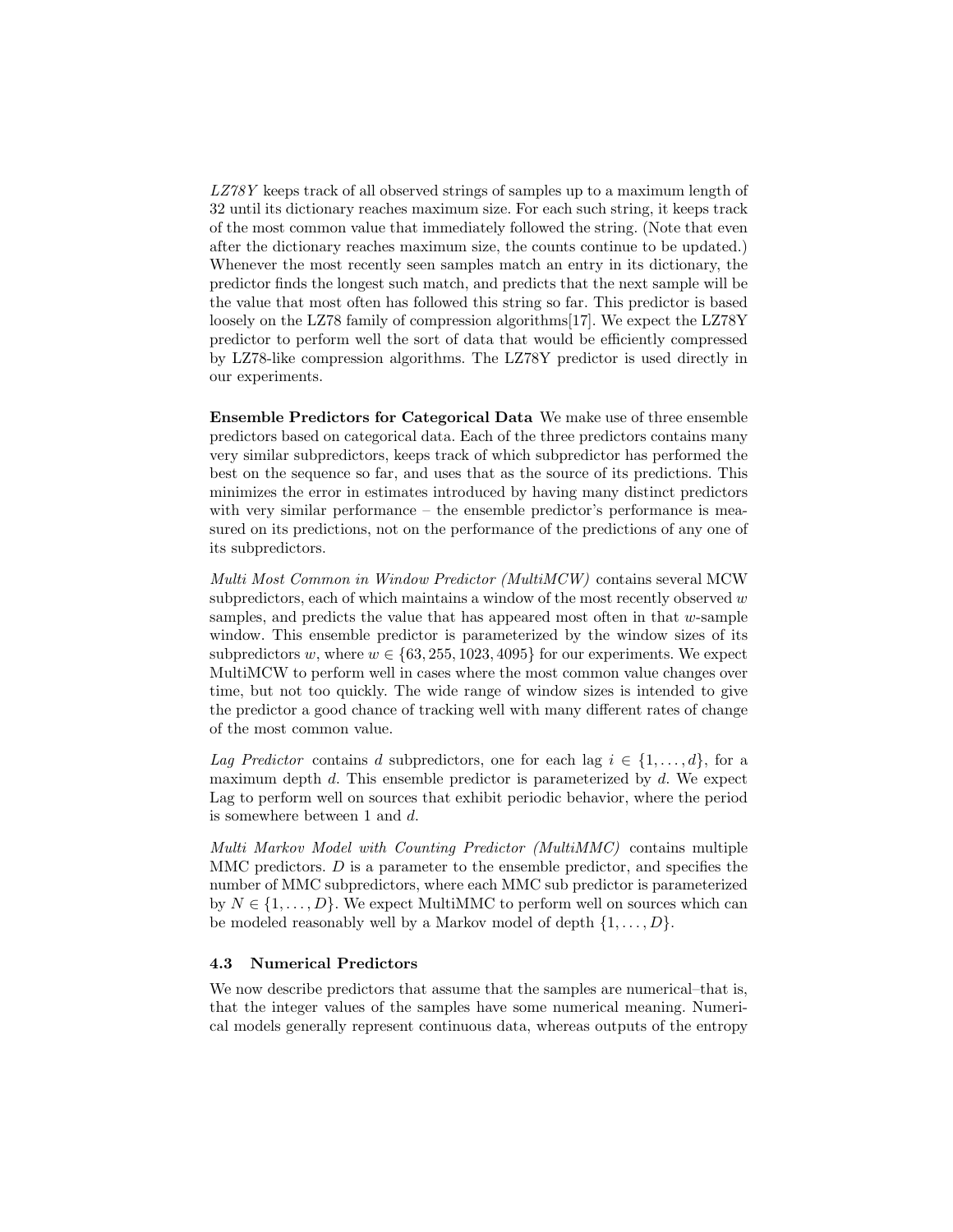*LZ78Y* keeps track of all observed strings of samples up to a maximum length of 32 until its dictionary reaches maximum size. For each such string, it keeps track of the most common value that immediately followed the string. (Note that even after the dictionary reaches maximum size, the counts continue to be updated.) Whenever the most recently seen samples match an entry in its dictionary, the predictor finds the longest such match, and predicts that the next sample will be the value that most often has followed this string so far. This predictor is based loosely on the LZ78 family of compression algorithms[17]. We expect the LZ78Y predictor to perform well the sort of data that would be efficiently compressed by LZ78-like compression algorithms. The LZ78Y predictor is used directly in our experiments.

**Ensemble Predictors for Categorical Data** We make use of three ensemble predictors based on categorical data. Each of the three predictors contains many very similar subpredictors, keeps track of which subpredictor has performed the best on the sequence so far, and uses that as the source of its predictions. This minimizes the error in estimates introduced by having many distinct predictors with very similar performance – the ensemble predictor's performance is measured on its predictions, not on the performance of the predictions of any one of its subpredictors.

*Multi Most Common in Window Predictor (MultiMCW)* contains several MCW subpredictors, each of which maintains a window of the most recently observed $w$ samples, and predicts the value that has appeared most often in that $w$-sample window. This ensemble predictor is parameterized by the window sizes of its subpredictors $w$, where $w \in \{63, 255, 1023, 4095\}$ for our experiments. We expect MultiMCW to perform well in cases where the most common value changes over time, but not too quickly. The wide range of window sizes is intended to give the predictor a good chance of tracking well with many different rates of change of the most common value.

*Lag Predictor* contains $d$ subpredictors, one for each lag $i \in \{1, \ldots, d\}$, for a maximum depth $d$. This ensemble predictor is parameterized by $d$. We expect Lag to perform well on sources that exhibit periodic behavior, where the period is somewhere between 1 and $d$.

*Multi Markov Model with Counting Predictor (MultiMMC)* contains multiple MMC predictors. $D$ is a parameter to the ensemble predictor, and specifies the number of MMC subpredictors, where each MMC sub predictor is parameterized by $N \in \{1, \ldots, D\}$. We expect MultiMMC to perform well on sources which can be modeled reasonably well by a Markov model of depth $\{1, \ldots, D\}$.

### 4.3 Numerical Predictors

We now describe predictors that assume that the samples are numerical–that is, that the integer values of the samples have some numerical meaning. Numerical models generally represent continuous data, whereas outputs of the entropy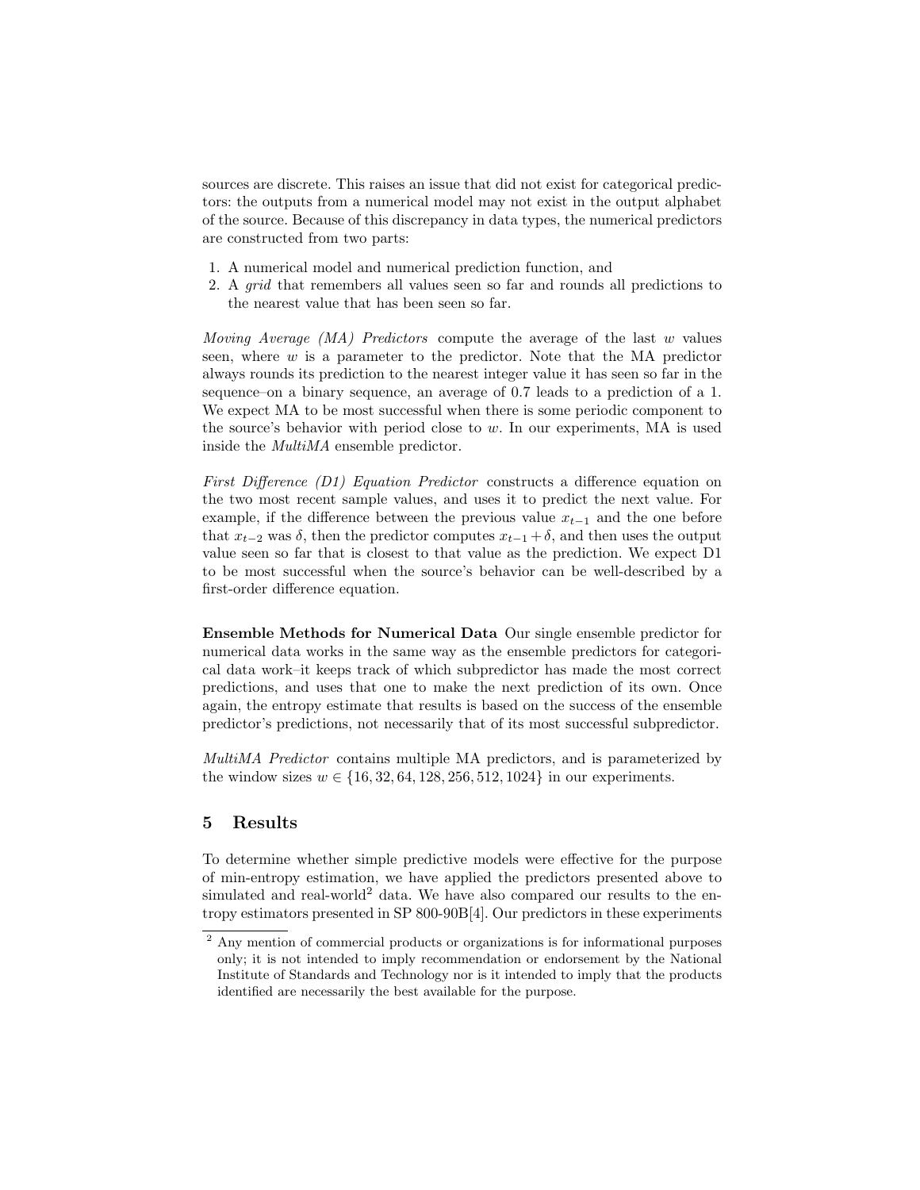sources are discrete. This raises an issue that did not exist for categorical predictors: the outputs from a numerical model may not exist in the output alphabet of the source. Because of this discrepancy in data types, the numerical predictors are constructed from two parts:

1. A numerical model and numerical prediction function, and
2. A *grid* that remembers all values seen so far and rounds all predictions to the nearest value that has been seen so far.

*Moving Average (MA) Predictors* compute the average of the last $w$ values seen, where $w$ is a parameter to the predictor. Note that the MA predictor always rounds its prediction to the nearest integer value it has seen so far in the sequence–on a binary sequence, an average of 0.7 leads to a prediction of a 1. We expect MA to be most successful when there is some periodic component to the source's behavior with period close to $w$. In our experiments, MA is used inside the *MultiMA* ensemble predictor.

*First Difference (D1) Equation Predictor* constructs a difference equation on the two most recent sample values, and uses it to predict the next value. For example, if the difference between the previous value $x_{t-1}$ and the one before that $x_{t-2}$ was $\delta$, then the predictor computes $x_{t-1} + \delta$, and then uses the output value seen so far that is closest to that value as the prediction. We expect D1 to be most successful when the source's behavior can be well-described by a first-order difference equation.

**Ensemble Methods for Numerical Data** Our single ensemble predictor for numerical data works in the same way as the ensemble predictors for categorical data work–it keeps track of which subpredictor has made the most correct predictions, and uses that one to make the next prediction of its own. Once again, the entropy estimate that results is based on the success of the ensemble predictor's predictions, not necessarily that of its most successful subpredictor.

*MultiMA Predictor* contains multiple MA predictors, and is parameterized by the window sizes $w \in \{16, 32, 64, 128, 256, 512, 1024\}$ in our experiments.

## 5 Results

To determine whether simple predictive models were effective for the purpose of min-entropy estimation, we have applied the predictors presented above to simulated and real-world[2] data. We have also compared our results to the entropy estimators presented in SP 800-90B[4]. Our predictors in these experiments

[2] Any mention of commercial products or organizations is for informational purposes only; it is not intended to imply recommendation or endorsement by the National Institute of Standards and Technology nor is it intended to imply that the products identified are necessarily the best available for the purpose.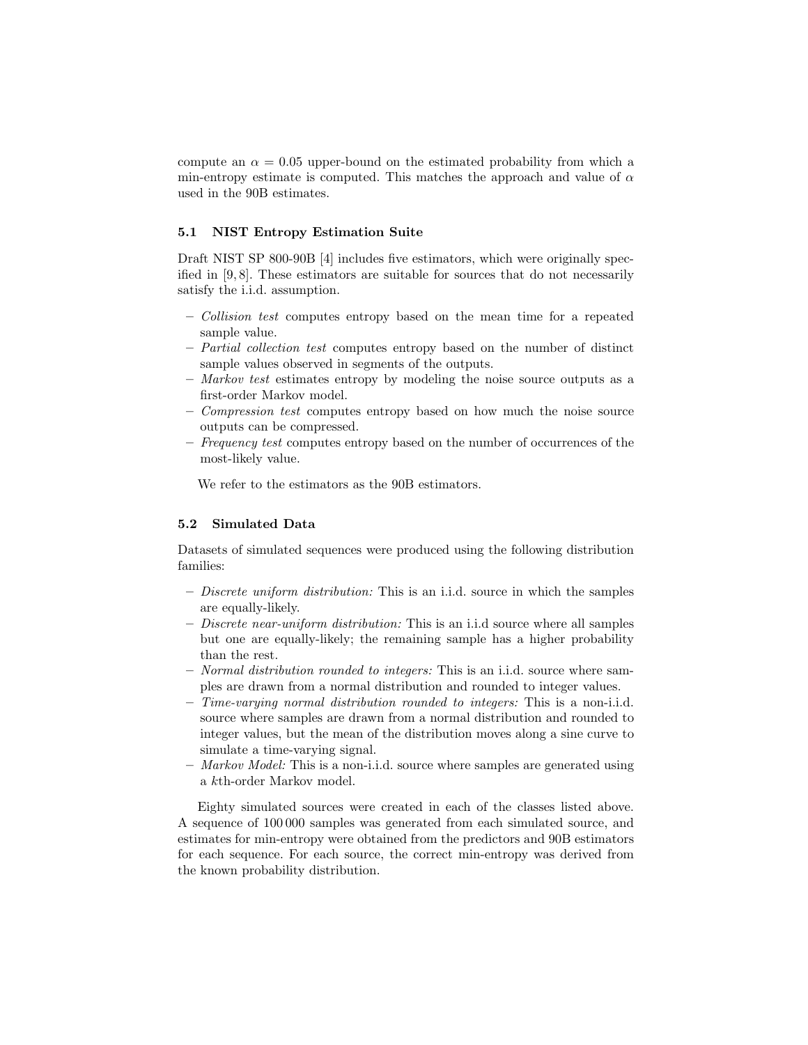compute an $\alpha = 0.05$ upper-bound on the estimated probability from which a min-entropy estimate is computed. This matches the approach and value of $\alpha$ used in the 90B estimates.

### 5.1 NIST Entropy Estimation Suite

Draft NIST SP 800-90B [4] includes five estimators, which were originally specified in [9, 8]. These estimators are suitable for sources that do not necessarily satisfy the i.i.d. assumption.

- *Collision test* computes entropy based on the mean time for a repeated sample value.
- *Partial collection test* computes entropy based on the number of distinct sample values observed in segments of the outputs.
- *Markov test* estimates entropy by modeling the noise source outputs as a first-order Markov model.
- *Compression test* computes entropy based on how much the noise source outputs can be compressed.
- *Frequency test* computes entropy based on the number of occurrences of the most-likely value.

We refer to the estimators as the 90B estimators.

### 5.2 Simulated Data

Datasets of simulated sequences were produced using the following distribution families:

- *Discrete uniform distribution:* This is an i.i.d. source in which the samples are equally-likely.
- *Discrete near-uniform distribution:* This is an i.i.d source where all samples but one are equally-likely; the remaining sample has a higher probability than the rest.
- *Normal distribution rounded to integers:* This is an i.i.d. source where samples are drawn from a normal distribution and rounded to integer values.
- *Time-varying normal distribution rounded to integers:* This is a non-i.i.d. source where samples are drawn from a normal distribution and rounded to integer values, but the mean of the distribution moves along a sine curve to simulate a time-varying signal.
- *Markov Model:* This is a non-i.i.d. source where samples are generated using a $k$th-order Markov model.

Eighty simulated sources were created in each of the classes listed above. A sequence of 100 000 samples was generated from each simulated source, and estimates for min-entropy were obtained from the predictors and 90B estimators for each sequence. For each source, the correct min-entropy was derived from the known probability distribution.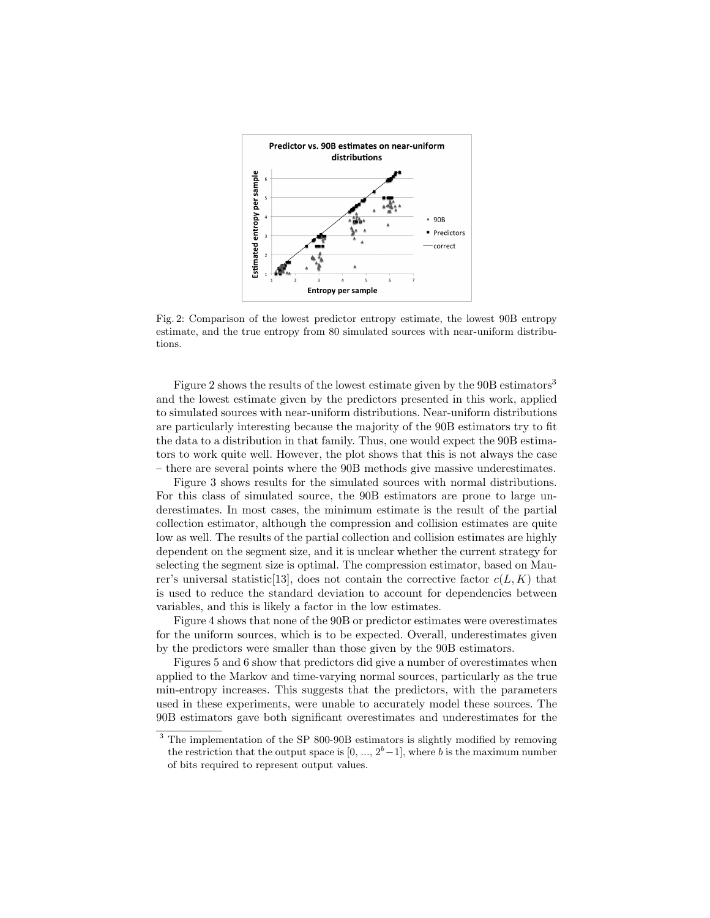Fig. 2: Comparison of the lowest predictor entropy estimate, the lowest 90B entropy estimate, and the true entropy from 80 simulated sources with near-uniform distributions.

Figure 2 shows the results of the lowest estimate given by the 90B estimators[3] and the lowest estimate given by the predictors presented in this work, applied to simulated sources with near-uniform distributions. Near-uniform distributions are particularly interesting because the majority of the 90B estimators try to fit the data to a distribution in that family. Thus, one would expect the 90B estimators to work quite well. However, the plot shows that this is not always the case – there are several points where the 90B methods give massive underestimates.

Figure 3 shows results for the simulated sources with normal distributions. For this class of simulated source, the 90B estimators are prone to large underestimates. In most cases, the minimum estimate is the result of the partial collection estimator, although the compression and collision estimates are quite low as well. The results of the partial collection and collision estimates are highly dependent on the segment size, and it is unclear whether the current strategy for selecting the segment size is optimal. The compression estimator, based on Maurer's universal statistic[13], does not contain the corrective factor $c(L, K)$ that is used to reduce the standard deviation to account for dependencies between variables, and this is likely a factor in the low estimates.

Figure 4 shows that none of the 90B or predictor estimates were overestimates for the uniform sources, which is to be expected. Overall, underestimates given by the predictors were smaller than those given by the 90B estimators.

Figures 5 and 6 show that predictors did give a number of overestimates when applied to the Markov and time-varying normal sources, particularly as the true min-entropy increases. This suggests that the predictors, with the parameters used in these experiments, were unable to accurately model these sources. The 90B estimators gave both significant overestimates and underestimates for the

[3] The implementation of the SP 800-90B estimators is slightly modified by removing the restriction that the output space is $[0, ..., 2^b - 1]$, where $b$ is the maximum number of bits required to represent output values.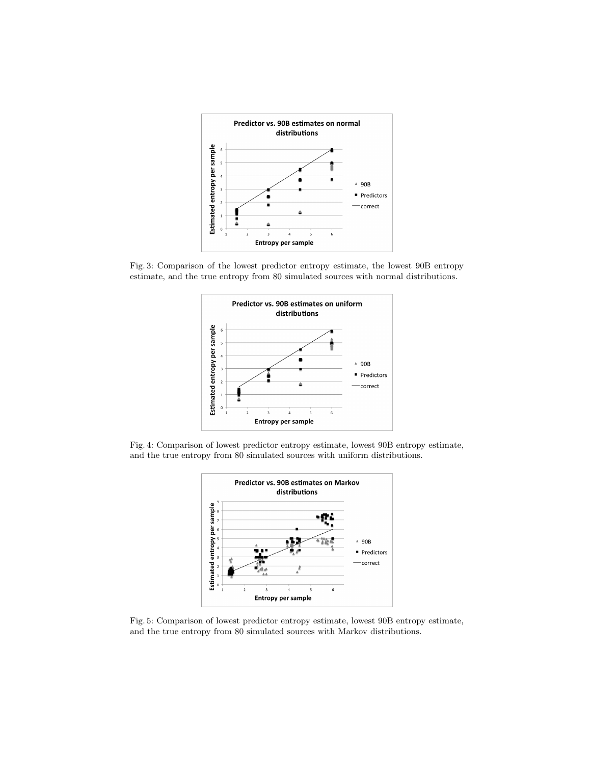Fig. 3: Comparison of the lowest predictor entropy estimate, the lowest 90B entropy estimate, and the true entropy from 80 simulated sources with normal distributions.

Fig. 4: Comparison of lowest predictor entropy estimate, lowest 90B entropy estimate, and the true entropy from 80 simulated sources with uniform distributions.

Fig. 5: Comparison of lowest predictor entropy estimate, lowest 90B entropy estimate, and the true entropy from 80 simulated sources with Markov distributions.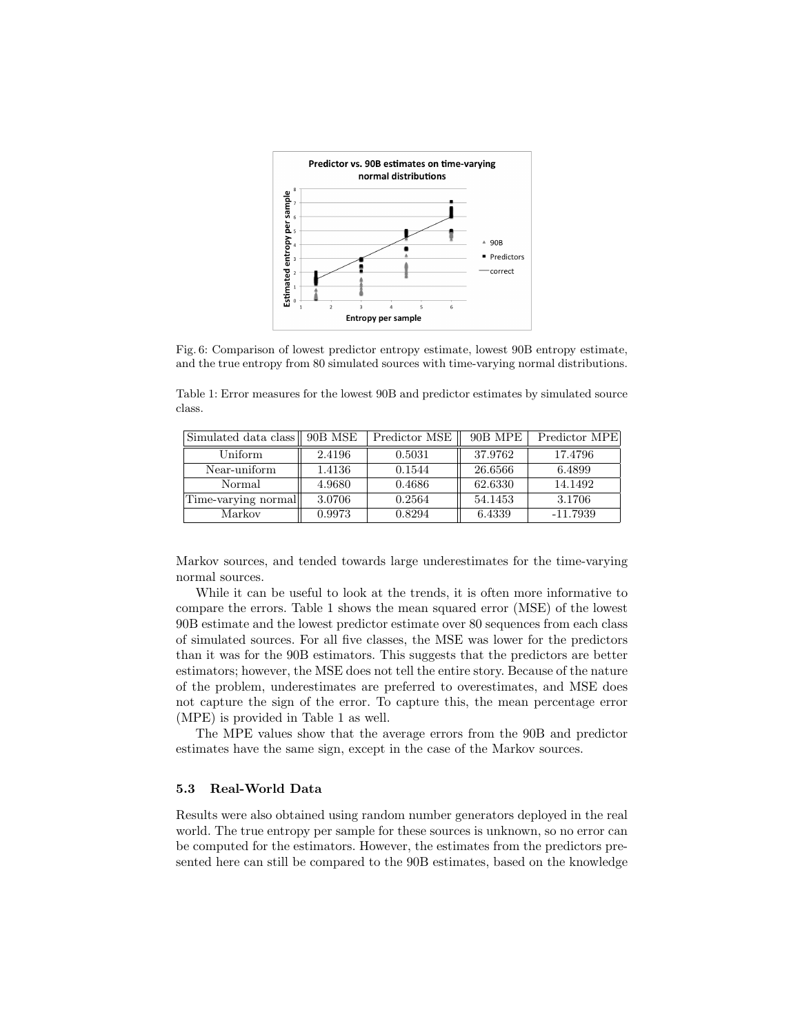Fig. 6: Comparison of lowest predictor entropy estimate, lowest 90B entropy estimate, and the true entropy from 80 simulated sources with time-varying normal distributions.

Table 1: Error measures for the lowest 90B and predictor estimates by simulated source class.

| Simulated data class | 90B MSE | Predictor MSE | 90B MPE | Predictor MPE |
|---|---|---|---|---|
| Uniform | 2.4196 | 0.5031 | 37.9762 | 17.4796 |
| Near-uniform | 1.4136 | 0.1544 | 26.6566 | 6.4899 |
| Normal | 4.9680 | 0.4686 | 62.6330 | 14.1492 |
| Time-varying normal | 3.0706 | 0.2564 | 54.1453 | 3.1706 |
| Markov | 0.9973 | 0.8294 | 6.4339 | -11.7939 |

Markov sources, and tended towards large underestimates for the time-varying normal sources.

While it can be useful to look at the trends, it is often more informative to compare the errors. Table 1 shows the mean squared error (MSE) of the lowest 90B estimate and the lowest predictor estimate over 80 sequences from each class of simulated sources. For all five classes, the MSE was lower for the predictors than it was for the 90B estimators. This suggests that the predictors are better estimators; however, the MSE does not tell the entire story. Because of the nature of the problem, underestimates are preferred to overestimates, and MSE does not capture the sign of the error. To capture this, the mean percentage error (MPE) is provided in Table 1 as well.

The MPE values show that the average errors from the 90B and predictor estimates have the same sign, except in the case of the Markov sources.

### 5.3 Real-World Data

Results were also obtained using random number generators deployed in the real world. The true entropy per sample for these sources is unknown, so no error can be computed for the estimators. However, the estimates from the predictors presented here can still be compared to the 90B estimates, based on the knowledge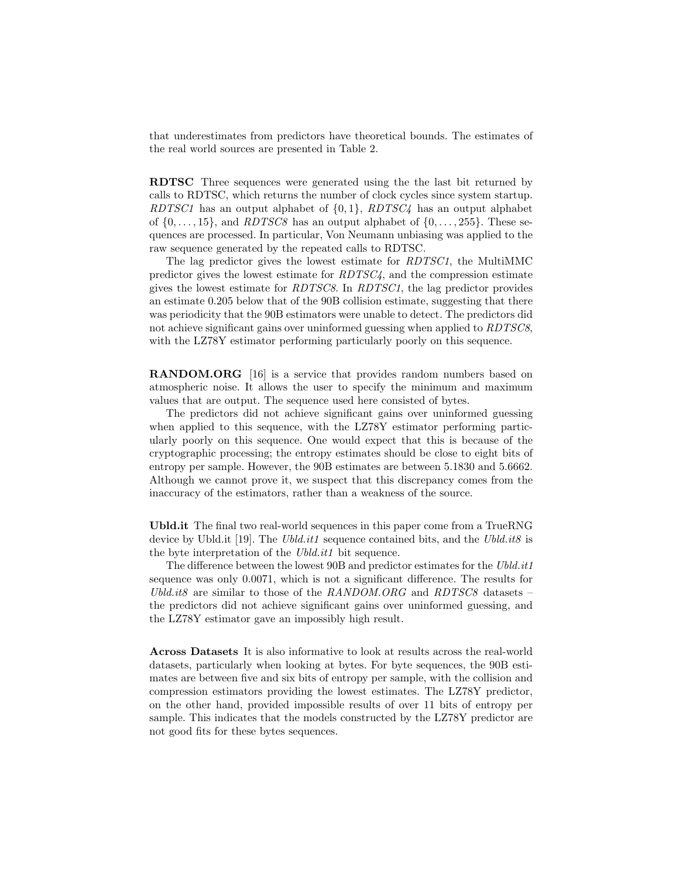that underestimates from predictors have theoretical bounds. The estimates of the real world sources are presented in Table 2.

**RDTSC** Three sequences were generated using the the last bit returned by calls to RDTSC, which returns the number of clock cycles since system startup. *RDTSC1* has an output alphabet of $\{0, 1\}$, *RDTSC4* has an output alphabet of $\{0, \ldots, 15\}$, and *RDTSC8* has an output alphabet of $\{0, \ldots, 255\}$. These sequences are processed. In particular, Von Neumann unbiasing was applied to the raw sequence generated by the repeated calls to RDTSC.

The lag predictor gives the lowest estimate for *RDTSC1*, the MultiMMC predictor gives the lowest estimate for *RDTSC4*, and the compression estimate gives the lowest estimate for *RDTSC8*. In *RDTSC1*, the lag predictor provides an estimate 0.205 below that of the 90B collision estimate, suggesting that there was periodicity that the 90B estimators were unable to detect. The predictors did not achieve significant gains over uninformed guessing when applied to *RDTSC8*, with the LZ78Y estimator performing particularly poorly on this sequence.

**RANDOM.ORG** [16] is a service that provides random numbers based on atmospheric noise. It allows the user to specify the minimum and maximum values that are output. The sequence used here consisted of bytes.

The predictors did not achieve significant gains over uninformed guessing when applied to this sequence, with the LZ78Y estimator performing particularly poorly on this sequence. One would expect that this is because of the cryptographic processing; the entropy estimates should be close to eight bits of entropy per sample. However, the 90B estimates are between 5.1830 and 5.6662. Although we cannot prove it, we suspect that this discrepancy comes from the inaccuracy of the estimators, rather than a weakness of the source.

**Ubld.it** The final two real-world sequences in this paper come from a TrueRNG device by Ubld.it [19]. The *Ubld.it1* sequence contained bits, and the *Ubld.it8* is the byte interpretation of the *Ubld.it1* bit sequence.

The difference between the lowest 90B and predictor estimates for the *Ubld.it1* sequence was only 0.0071, which is not a significant difference. The results for *Ubld.it8* are similar to those of the *RANDOM.ORG* and *RDTSC8* datasets – the predictors did not achieve significant gains over uninformed guessing, and the LZ78Y estimator gave an impossibly high result.

**Across Datasets** It is also informative to look at results across the real-world datasets, particularly when looking at bytes. For byte sequences, the 90B estimates are between five and six bits of entropy per sample, with the collision and compression estimators providing the lowest estimates. The LZ78Y predictor, on the other hand, provided impossible results of over 11 bits of entropy per sample. This indicates that the models constructed by the LZ78Y predictor are not good fits for these bytes sequences.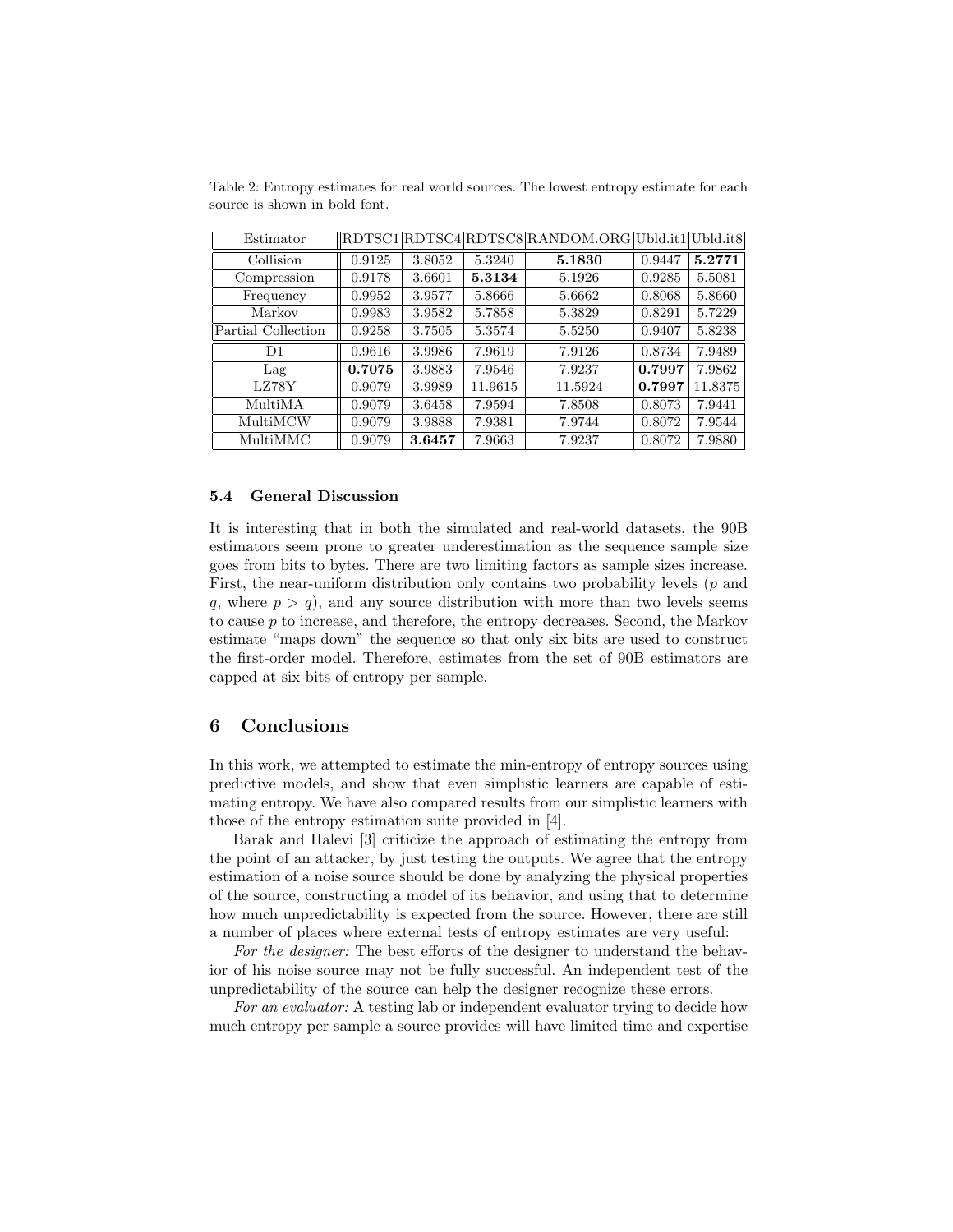Table 2: Entropy estimates for real world sources. The lowest entropy estimate for each source is shown in bold font.

| Estimator | RDTSC1 | RDTSC4 | RDTSC8 | RANDOM.ORG | Ubld.it1 | Ubld.it8 |
|---|---|---|---|---|---|---|
| Collision | 0.9125 | 3.8052 | 5.3240 | **5.1830** | 0.9447 | **5.2771** |
| Compression | 0.9178 | 3.6601 | **5.3134** | 5.1926 | 0.9285 | 5.5081 |
| Frequency | 0.9952 | 3.9577 | 5.8666 | 5.6662 | 0.8068 | 5.8660 |
| Markov | 0.9983 | 3.9582 | 5.7858 | 5.3829 | 0.8291 | 5.7229 |
| Partial Collection | 0.9258 | 3.7505 | 5.3574 | 5.5250 | 0.9407 | 5.8238 |
| D1 | 0.9616 | 3.9986 | 7.9619 | 7.9126 | 0.8734 | 7.9489 |
| Lag | **0.7075** | 3.9883 | 7.9546 | 7.9237 | **0.7997** | 7.9862 |
| LZ78Y | 0.9079 | 3.9989 | 11.9615 | 11.5924 | **0.7997** | 11.8375 |
| MultiMA | 0.9079 | 3.6458 | 7.9594 | 7.8508 | 0.8073 | 7.9441 |
| MultiMCW | 0.9079 | 3.9888 | 7.9381 | 7.9744 | 0.8072 | 7.9544 |
| MultiMMC | 0.9079 | **3.6457** | 7.9663 | 7.9237 | 0.8072 | 7.9880 |

### 5.4 General Discussion

It is interesting that in both the simulated and real-world datasets, the 90B estimators seem prone to greater underestimation as the sequence sample size goes from bits to bytes. There are two limiting factors as sample sizes increase. First, the near-uniform distribution only contains two probability levels ($p$ and $q$, where $p > q$), and any source distribution with more than two levels seems to cause $p$ to increase, and therefore, the entropy decreases. Second, the Markov estimate "maps down" the sequence so that only six bits are used to construct the first-order model. Therefore, estimates from the set of 90B estimators are capped at six bits of entropy per sample.

## 6 Conclusions

In this work, we attempted to estimate the min-entropy of entropy sources using predictive models, and show that even simplistic learners are capable of estimating entropy. We have also compared results from our simplistic learners with those of the entropy estimation suite provided in [4].

Barak and Halevi [3] criticize the approach of estimating the entropy from the point of an attacker, by just testing the outputs. We agree that the entropy estimation of a noise source should be done by analyzing the physical properties of the source, constructing a model of its behavior, and using that to determine how much unpredictability is expected from the source. However, there are still a number of places where external tests of entropy estimates are very useful:

*For the designer:* The best efforts of the designer to understand the behavior of his noise source may not be fully successful. An independent test of the unpredictability of the source can help the designer recognize these errors.

*For an evaluator:* A testing lab or independent evaluator trying to decide how much entropy per sample a source provides will have limited time and expertise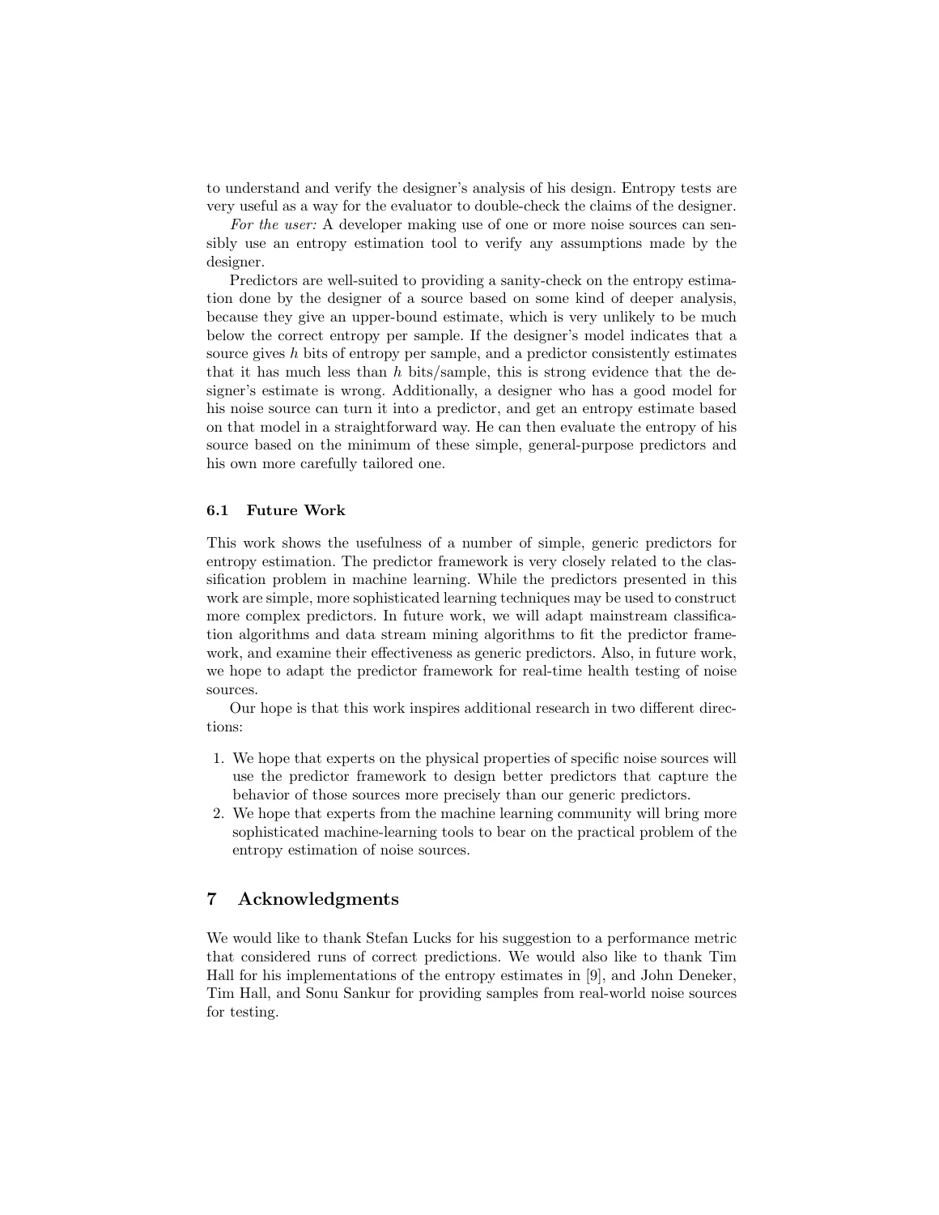to understand and verify the designer's analysis of his design. Entropy tests are very useful as a way for the evaluator to double-check the claims of the designer.

*For the user:* A developer making use of one or more noise sources can sensibly use an entropy estimation tool to verify any assumptions made by the designer.

Predictors are well-suited to providing a sanity-check on the entropy estimation done by the designer of a source based on some kind of deeper analysis, because they give an upper-bound estimate, which is very unlikely to be much below the correct entropy per sample. If the designer's model indicates that a source gives $h$ bits of entropy per sample, and a predictor consistently estimates that it has much less than $h$ bits/sample, this is strong evidence that the designer's estimate is wrong. Additionally, a designer who has a good model for his noise source can turn it into a predictor, and get an entropy estimate based on that model in a straightforward way. He can then evaluate the entropy of his source based on the minimum of these simple, general-purpose predictors and his own more carefully tailored one.

### 6.1 Future Work

This work shows the usefulness of a number of simple, generic predictors for entropy estimation. The predictor framework is very closely related to the classification problem in machine learning. While the predictors presented in this work are simple, more sophisticated learning techniques may be used to construct more complex predictors. In future work, we will adapt mainstream classification algorithms and data stream mining algorithms to fit the predictor framework, and examine their effectiveness as generic predictors. Also, in future work, we hope to adapt the predictor framework for real-time health testing of noise sources.

Our hope is that this work inspires additional research in two different directions:

1. We hope that experts on the physical properties of specific noise sources will use the predictor framework to design better predictors that capture the behavior of those sources more precisely than our generic predictors.
2. We hope that experts from the machine learning community will bring more sophisticated machine-learning tools to bear on the practical problem of the entropy estimation of noise sources.

## 7 Acknowledgments

We would like to thank Stefan Lucks for his suggestion to a performance metric that considered runs of correct predictions. We would also like to thank Tim Hall for his implementations of the entropy estimates in [9], and John Deneker, Tim Hall, and Sonu Sankur for providing samples from real-world noise sources for testing.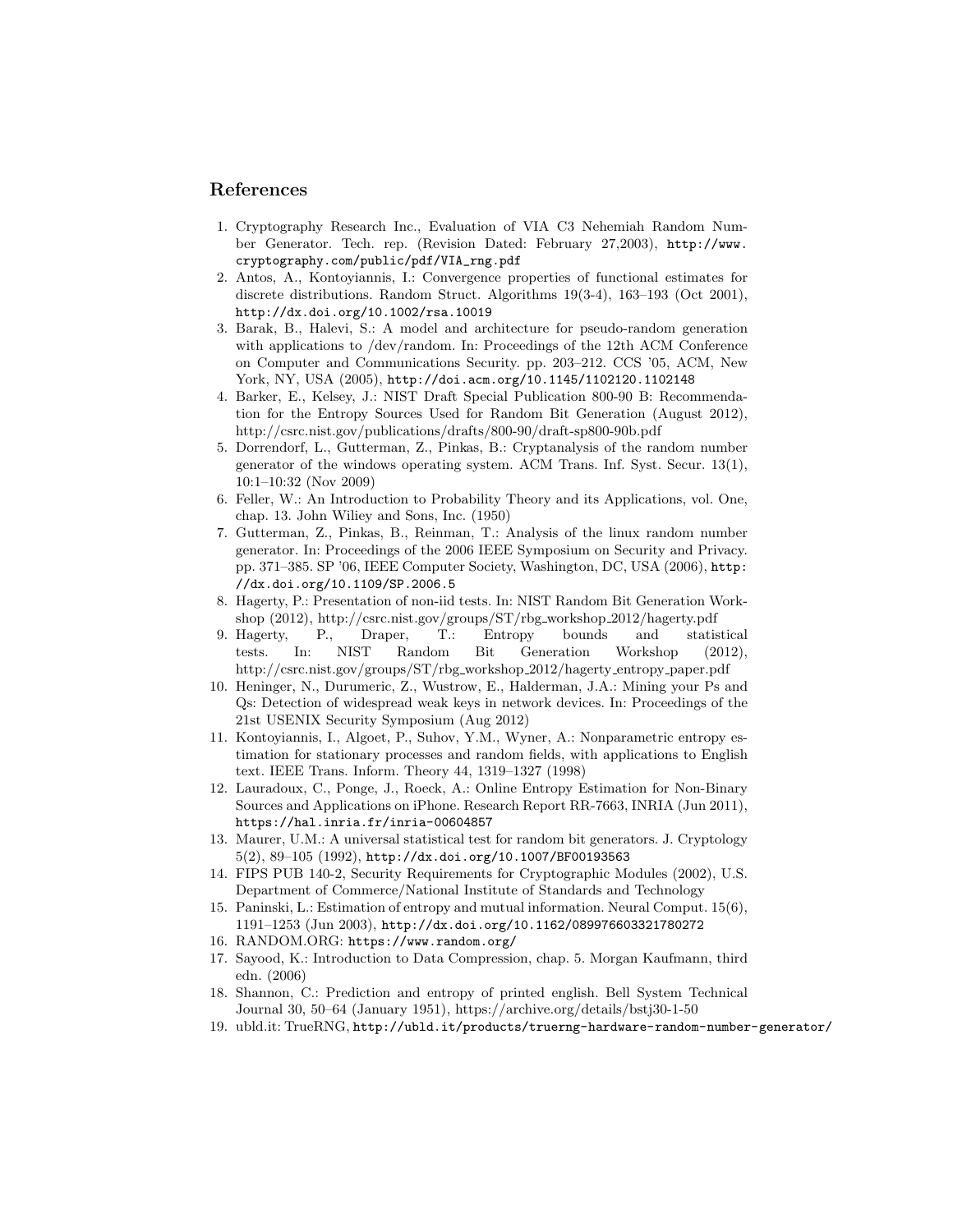## References

1. Cryptography Research Inc., Evaluation of VIA C3 Nehemiah Random Number Generator. Tech. rep. (Revision Dated: February 27,2003), http://www.cryptography.com/public/pdf/VIA_rng.pdf
2. Antos, A., Kontoyiannis, I.: Convergence properties of functional estimates for discrete distributions. Random Struct. Algorithms 19(3-4), 163–193 (Oct 2001), http://dx.doi.org/10.1002/rsa.10019
3. Barak, B., Halevi, S.: A model and architecture for pseudo-random generation with applications to /dev/random. In: Proceedings of the 12th ACM Conference on Computer and Communications Security. pp. 203–212. CCS '05, ACM, New York, NY, USA (2005), http://doi.acm.org/10.1145/1102120.1102148
4. Barker, E., Kelsey, J.: NIST Draft Special Publication 800-90 B: Recommendation for the Entropy Sources Used for Random Bit Generation (August 2012), http://csrc.nist.gov/publications/drafts/800-90/draft-sp800-90b.pdf
5. Dorrendorf, L., Gutterman, Z., Pinkas, B.: Cryptanalysis of the random number generator of the windows operating system. ACM Trans. Inf. Syst. Secur. 13(1), 10:1–10:32 (Nov 2009)
6. Feller, W.: An Introduction to Probability Theory and its Applications, vol. One, chap. 13. John Wiliey and Sons, Inc. (1950)
7. Gutterman, Z., Pinkas, B., Reinman, T.: Analysis of the linux random number generator. In: Proceedings of the 2006 IEEE Symposium on Security and Privacy. pp. 371–385. SP '06, IEEE Computer Society, Washington, DC, USA (2006), http://dx.doi.org/10.1109/SP.2006.5
8. Hagerty, P.: Presentation of non-iid tests. In: NIST Random Bit Generation Workshop (2012), http://csrc.nist.gov/groups/ST/rbg_workshop_2012/hagerty.pdf
9. Hagerty, P., Draper, T.: Entropy bounds and statistical tests. In: NIST Random Bit Generation Workshop (2012), http://csrc.nist.gov/groups/ST/rbg_workshop_2012/hagerty_entropy_paper.pdf
10. Heninger, N., Durumeric, Z., Wustrow, E., Halderman, J.A.: Mining your Ps and Qs: Detection of widespread weak keys in network devices. In: Proceedings of the 21st USENIX Security Symposium (Aug 2012)
11. Kontoyiannis, I., Algoet, P., Suhov, Y.M., Wyner, A.: Nonparametric entropy estimation for stationary processes and random fields, with applications to English text. IEEE Trans. Inform. Theory 44, 1319–1327 (1998)
12. Lauradoux, C., Ponge, J., Roeck, A.: Online Entropy Estimation for Non-Binary Sources and Applications on iPhone. Research Report RR-7663, INRIA (Jun 2011), https://hal.inria.fr/inria-00604857
13. Maurer, U.M.: A universal statistical test for random bit generators. J. Cryptology 5(2), 89–105 (1992), http://dx.doi.org/10.1007/BF00193563
14. FIPS PUB 140-2, Security Requirements for Cryptographic Modules (2002), U.S. Department of Commerce/National Institute of Standards and Technology
15. Paninski, L.: Estimation of entropy and mutual information. Neural Comput. 15(6), 1191–1253 (Jun 2003), http://dx.doi.org/10.1162/089976603321780272
16. RANDOM.ORG: https://www.random.org/
17. Sayood, K.: Introduction to Data Compression, chap. 5. Morgan Kaufmann, third edn. (2006)
18. Shannon, C.: Prediction and entropy of printed english. Bell System Technical Journal 30, 50–64 (January 1951), https://archive.org/details/bstj30-1-50
19. ubld.it: TrueRNG, http://ubld.it/products/truerng-hardware-random-number-generator/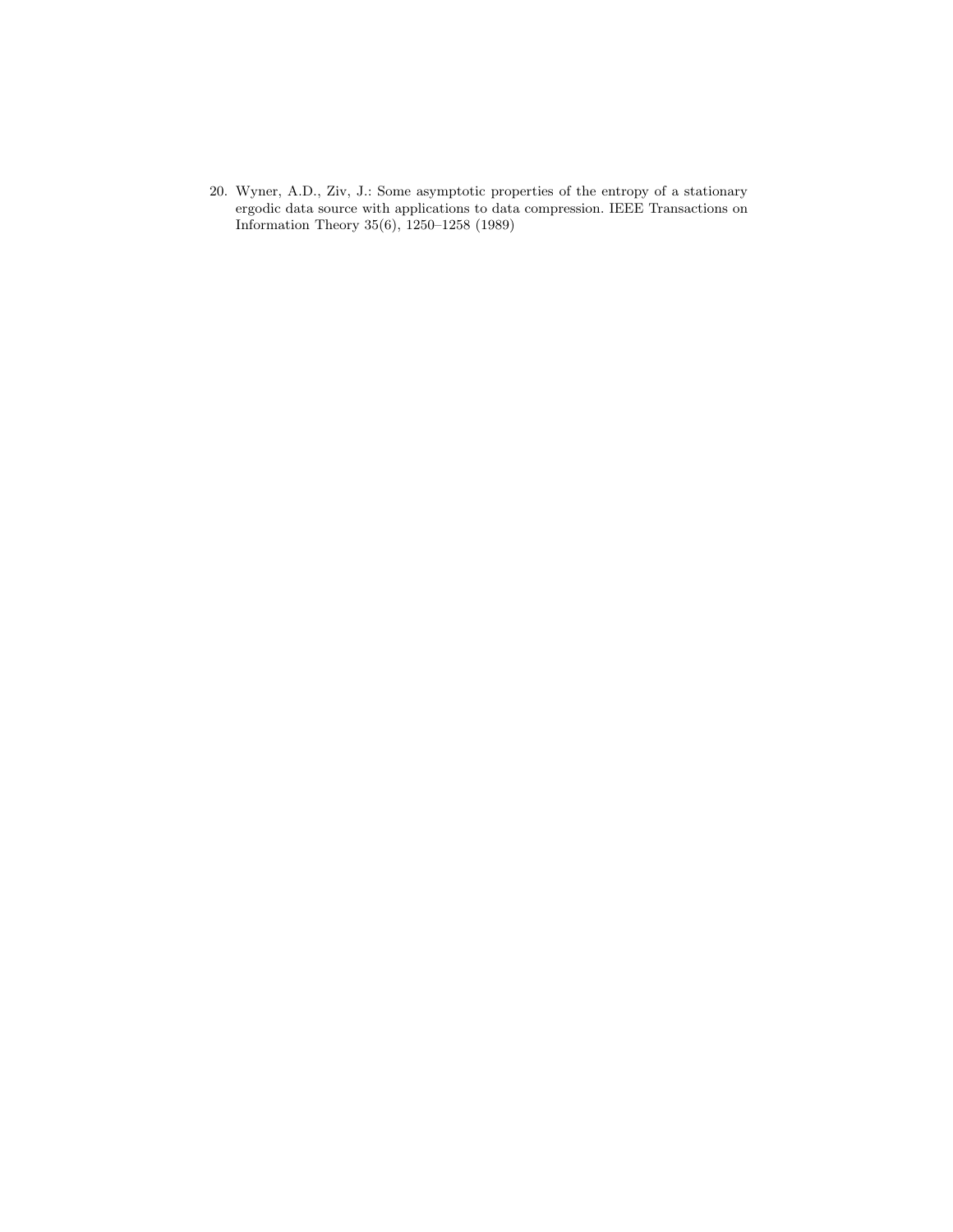20. Wyner, A.D., Ziv, J.: Some asymptotic properties of the entropy of a stationary ergodic data source with applications to data compression. IEEE Transactions on Information Theory 35(6), 1250–1258 (1989)